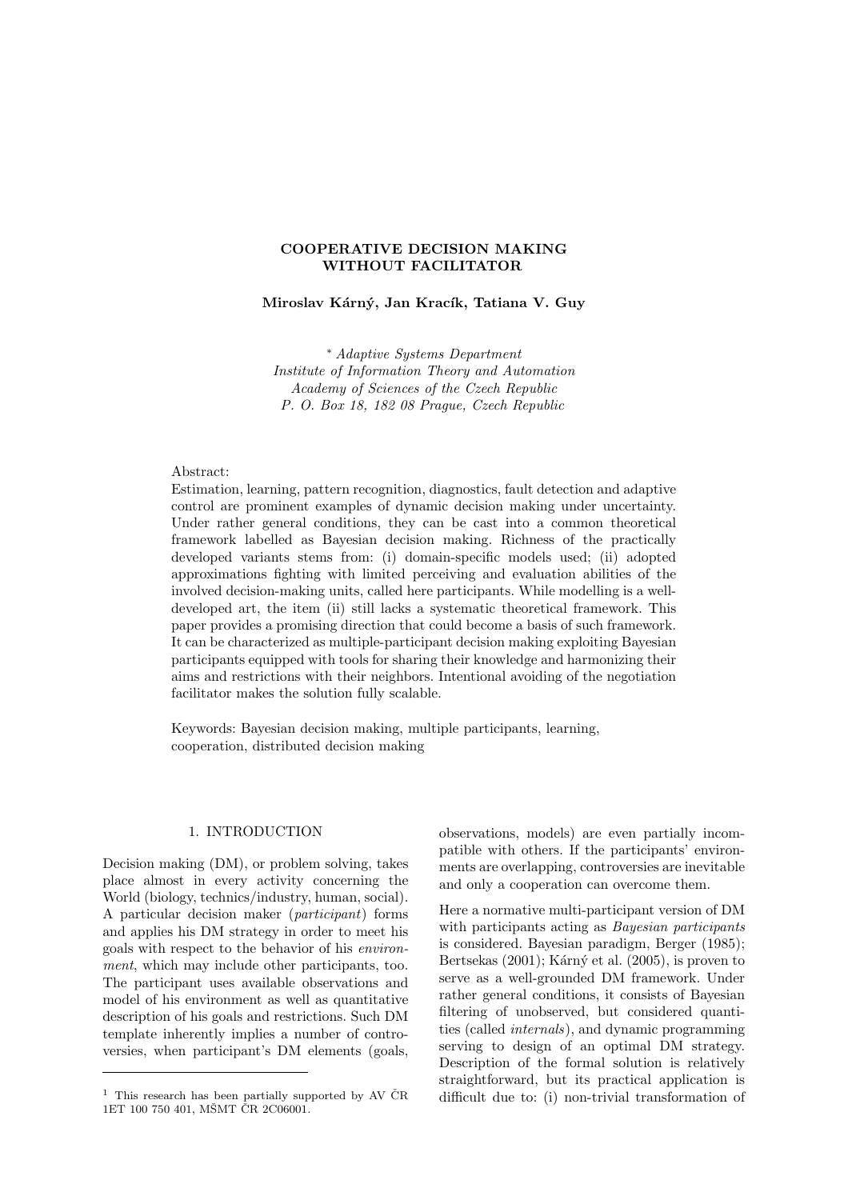# COOPERATIVE DECISION MAKING WITHOUT FACILITATOR

**Miroslav Kárný, Jan Kracík, Tatiana V. Guy**

*[*] Adaptive Systems Department*
*Institute of Information Theory and Automation*
*Academy of Sciences of the Czech Republic*
*P. O. Box 18, 182 08 Prague, Czech Republic*

Abstract:
Estimation, learning, pattern recognition, diagnostics, fault detection and adaptive control are prominent examples of dynamic decision making under uncertainty. Under rather general conditions, they can be cast into a common theoretical framework labelled as Bayesian decision making. Richness of the practically developed variants stems from: (i) domain-specific models used; (ii) adopted approximations fighting with limited perceiving and evaluation abilities of the involved decision-making units, called here participants. While modelling is a well-developed art, the item (ii) still lacks a systematic theoretical framework. This paper provides a promising direction that could become a basis of such framework. It can be characterized as multiple-participant decision making exploiting Bayesian participants equipped with tools for sharing their knowledge and harmonizing their aims and restrictions with their neighbors. Intentional avoiding of the negotiation facilitator makes the solution fully scalable.

Keywords: Bayesian decision making, multiple participants, learning, cooperation, distributed decision making

## 1. INTRODUCTION

Decision making (DM), or problem solving, takes place almost in every activity concerning the World (biology, technics/industry, human, social). A particular decision maker (*participant*) forms and applies his DM strategy in order to meet his goals with respect to the behavior of his *environment*, which may include other participants, too. The participant uses available observations and model of his environment as well as quantitative description of his goals and restrictions. Such DM template inherently implies a number of controversies, when participant's DM elements (goals, observations, models) are even partially incompatible with others. If the participants' environments are overlapping, controversies are inevitable and only a cooperation can overcome them.

Here a normative multi-participant version of DM with participants acting as *Bayesian participants* is considered. Bayesian paradigm, Berger (1985); Bertsekas (2001); Kárný et al. (2005), is proven to serve as a well-grounded DM framework. Under rather general conditions, it consists of Bayesian filtering of unobserved, but considered quantities (called *internals*), and dynamic programming serving to design of an optimal DM strategy. Description of the formal solution is relatively straightforward, but its practical application is difficult due to: (i) non-trivial transformation of

[1] This research has been partially supported by AV ČR 1ET 100 750 401, MŠMT ČR 2C06001.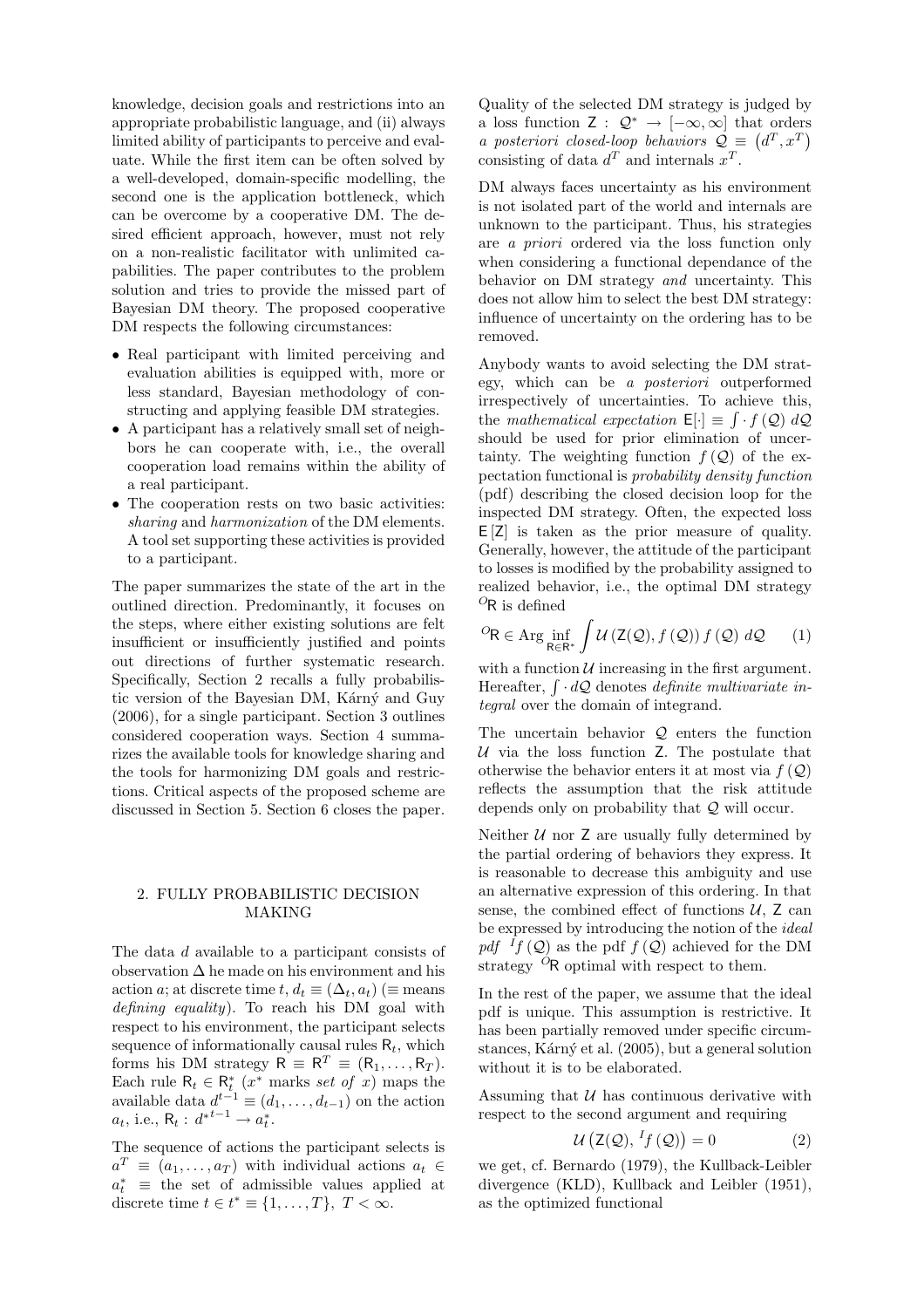knowledge, decision goals and restrictions into an appropriate probabilistic language, and (ii) always limited ability of participants to perceive and evaluate. While the first item can be often solved by a well-developed, domain-specific modelling, the second one is the application bottleneck, which can be overcome by a cooperative DM. The desired efficient approach, however, must not rely on a non-realistic facilitator with unlimited capabilities. The paper contributes to the problem solution and tries to provide the missed part of Bayesian DM theory. The proposed cooperative DM respects the following circumstances:

- Real participant with limited perceiving and evaluation abilities is equipped with, more or less standard, Bayesian methodology of constructing and applying feasible DM strategies.
- A participant has a relatively small set of neighbors he can cooperate with, i.e., the overall cooperation load remains within the ability of a real participant.
- The cooperation rests on two basic activities: *sharing* and *harmonization* of the DM elements. A tool set supporting these activities is provided to a participant.

The paper summarizes the state of the art in the outlined direction. Predominantly, it focuses on the steps, where either existing solutions are felt insufficient or insufficiently justified and points out directions of further systematic research. Specifically, Section 2 recalls a fully probabilistic version of the Bayesian DM, Kárný and Guy (2006), for a single participant. Section 3 outlines considered cooperation ways. Section 4 summarizes the available tools for knowledge sharing and the tools for harmonizing DM goals and restrictions. Critical aspects of the proposed scheme are discussed in Section 5. Section 6 closes the paper.

## 2. FULLY PROBABILISTIC DECISION MAKING

The data $d$ available to a participant consists of observation $\Delta$ he made on his environment and his action $a$; at discrete time $t$, $d_t \equiv (\Delta_t, a_t)$ ($\equiv$ means *defining equality*). To reach his DM goal with respect to his environment, the participant selects sequence of informationally causal rules $\mathsf{R}_t$, which forms his DM strategy $\mathsf{R} \equiv \mathsf{R}^T \equiv (\mathsf{R}_1, \ldots, \mathsf{R}_T)$. Each rule $\mathsf{R}_t \in \mathsf{R}_t^*$ ($x^*$ marks *set of* $x$) maps the available data $d^{t-1} \equiv (d_1, \ldots, d_{t-1})$ on the action $a_t$, i.e., $\mathsf{R}_t : {d^*}^{t-1} \to a_t^*$.

The sequence of actions the participant selects is $a^T \equiv (a_1, \ldots, a_T)$ with individual actions $a_t \in a_t^* \equiv$ the set of admissible values applied at discrete time $t \in t^* \equiv \{1, \ldots, T\}$, $T < \infty$.

Quality of the selected DM strategy is judged by a loss function $\mathsf{Z} : \mathcal{Q}^* \to [-\infty, \infty]$ that orders *a posteriori closed-loop behaviors* $\mathcal{Q} \equiv \left(d^T, x^T\right)$ consisting of data $d^T$ and internals $x^T$.

DM always faces uncertainty as his environment is not isolated part of the world and internals are unknown to the participant. Thus, his strategies are *a priori* ordered via the loss function only when considering a functional dependance of the behavior on DM strategy *and* uncertainty. This does not allow him to select the best DM strategy: influence of uncertainty on the ordering has to be removed.

Anybody wants to avoid selecting the DM strategy, which can be *a posteriori* outperformed irrespectively of uncertainties. To achieve this, the *mathematical expectation* $\mathsf{E}[\cdot] \equiv \int \cdot f(\mathcal{Q})\, d\mathcal{Q}$ should be used for prior elimination of uncertainty. The weighting function $f(\mathcal{Q})$ of the expectation functional is *probability density function* (pdf) describing the closed decision loop for the inspected DM strategy. Often, the expected loss $\mathsf{E}[\mathsf{Z}]$ is taken as the prior measure of quality. Generally, however, the attitude of the participant to losses is modified by the probability assigned to realized behavior, i.e., the optimal DM strategy ${}^{O}\mathsf{R}$ is defined

$$
{}^{O}\mathsf{R} \in \operatorname{Arg} \inf_{\mathsf{R} \in \mathsf{R}^*} \int \mathcal{U}\left(\mathsf{Z}(\mathcal{Q}), f(\mathcal{Q})\right) f(\mathcal{Q})\, d\mathcal{Q} \qquad (1)
$$

with a function $\mathcal{U}$ increasing in the first argument. Hereafter, $\int \cdot\, d\mathcal{Q}$ denotes *definite multivariate integral* over the domain of integrand.

The uncertain behavior $\mathcal{Q}$ enters the function $\mathcal{U}$ via the loss function $\mathsf{Z}$. The postulate that otherwise the behavior enters it at most via $f(\mathcal{Q})$ reflects the assumption that the risk attitude depends only on probability that $\mathcal{Q}$ will occur.

Neither $\mathcal{U}$ nor $\mathsf{Z}$ are usually fully determined by the partial ordering of behaviors they express. It is reasonable to decrease this ambiguity and use an alternative expression of this ordering. In that sense, the combined effect of functions $\mathcal{U}$, $\mathsf{Z}$ can be expressed by introducing the notion of the *ideal pdf* ${}^{I}f(\mathcal{Q})$ as the pdf $f(\mathcal{Q})$ achieved for the DM strategy ${}^{O}\mathsf{R}$ optimal with respect to them.

In the rest of the paper, we assume that the ideal pdf is unique. This assumption is restrictive. It has been partially removed under specific circumstances, Kárný et al. (2005), but a general solution without it is to be elaborated.

Assuming that $\mathcal{U}$ has continuous derivative with respect to the second argument and requiring

$$
\mathcal{U}\left(\mathsf{Z}(\mathcal{Q}), {}^{I}f(\mathcal{Q})\right) = 0 \qquad (2)
$$

we get, cf. Bernardo (1979), the Kullback-Leibler divergence (KLD), Kullback and Leibler (1951), as the optimized functional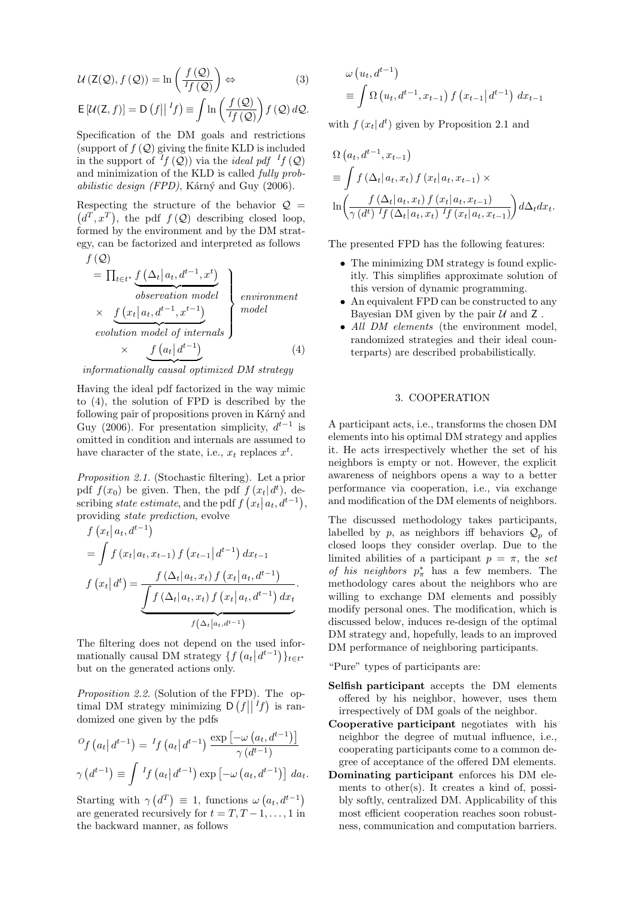$$\mathcal{U}\left(\mathsf{Z}(\mathcal{Q}), f\left(\mathcal{Q}\right)\right) = \ln\left(\frac{f\left(\mathcal{Q}\right)}{{}^{I}\!f\left(\mathcal{Q}\right)}\right) \Leftrightarrow \tag{3}$$

$$\mathsf{E}\left[\mathcal{U}(\mathsf{Z}, f)\right] = \mathsf{D}\left(f \middle|\middle| {}^{I}\!f\right) \equiv \int \ln\left(\frac{f\left(\mathcal{Q}\right)}{{}^{I}\!f\left(\mathcal{Q}\right)}\right) f\left(\mathcal{Q}\right) d\mathcal{Q}.$$

Specification of the DM goals and restrictions (support of $f\left(\mathcal{Q}\right)$ giving the finite KLD is included in the support of ${}^{I}\!f\left(\mathcal{Q}\right)$) via the *ideal pdf* ${}^{I}\!f\left(\mathcal{Q}\right)$ and minimization of the KLD is called *fully probabilistic design (FPD)*, Kárný and Guy (2006).

Respecting the structure of the behavior $\mathcal{Q} = \left(d^{T}, x^{T}\right)$, the pdf $f\left(\mathcal{Q}\right)$ describing closed loop, formed by the environment and by the DM strategy, can be factorized and interpreted as follows

$$\left.\begin{aligned} f\left(\mathcal{Q}\right) &= \prod_{t \in t^*} \underbrace{f\left(\Delta_t \middle| a_t, d^{t-1}, x^{t}\right)}_{observation\ model} \\ &\times \underbrace{f\left(x_t \middle| a_t, d^{t-1}, x^{t-1}\right)}_{evolution\ model\ of\ internals} \end{aligned}\right\} \begin{array}{l} environment \\ model \end{array}$$
$$\times \underbrace{f\left(a_t \middle| d^{t-1}\right)}_{informationally\ causal\ optimized\ DM\ strategy} \tag{4}$$

Having the ideal pdf factorized in the way mimic to (4), the solution of FPD is described by the following pair of propositions proven in Kárný and Guy (2006). For presentation simplicity, $d^{t-1}$ is omitted in condition and internals are assumed to have character of the state, i.e., $x_t$ replaces $x^t$.

*Proposition 2.1.* (Stochastic filtering). Let a prior pdf $f(x_0)$ be given. Then, the pdf $f\left(x_t \middle| d^t\right)$, describing *state estimate*, and the pdf $f\left(x_t \middle| a_t, d^{t-1}\right)$, providing *state prediction*, evolve

$$f\left(x_t \middle| a_t, d^{t-1}\right) = \int f\left(x_t \middle| a_t, x_{t-1}\right) f\left(x_{t-1} \middle| d^{t-1}\right) dx_{t-1}$$

$$f\left(x_t \middle| d^t\right) = \frac{f\left(\Delta_t \middle| a_t, x_t\right) f\left(x_t \middle| a_t, d^{t-1}\right)}{\underbrace{\int f\left(\Delta_t \middle| a_t, x_t\right) f\left(x_t \middle| a_t, d^{t-1}\right) dx_t}_{f\left(\Delta_t \middle| a_t, d^{t-1}\right)}}.$$

The filtering does not depend on the used informationally causal DM strategy $\{f\left(a_t \middle| d^{t-1}\right)\}_{t \in t^*}$ but on the generated actions only.

*Proposition 2.2.* (Solution of the FPD). The optimal DM strategy minimizing $\mathsf{D}\left(f \middle|\middle| {}^{I}\!f\right)$ is randomized one given by the pdfs

$${}^{O}\!f\left(a_t \middle| d^{t-1}\right) = {}^{I}\!f\left(a_t \middle| d^{t-1}\right) \frac{\exp\left[-\omega\left(a_t, d^{t-1}\right)\right]}{\gamma\left(d^{t-1}\right)}$$

$$\gamma\left(d^{t-1}\right) \equiv \int {}^{I}\!f\left(a_t \middle| d^{t-1}\right) \exp\left[-\omega\left(a_t, d^{t-1}\right)\right] da_t.$$

Starting with $\gamma\left(d^{T}\right) \equiv 1$, functions $\omega\left(a_t, d^{t-1}\right)$ are generated recursively for $t = T, T-1, \ldots, 1$ in the backward manner, as follows

$$\omega\left(u_t, d^{t-1}\right) \equiv \int \Omega\left(u_t, d^{t-1}, x_{t-1}\right) f\left(x_{t-1} \middle| d^{t-1}\right) dx_{t-1}$$

with $f\left(x_t \middle| d^t\right)$ given by Proposition 2.1 and

$$\Omega\left(a_t, d^{t-1}, x_{t-1}\right) \equiv \int f\left(\Delta_t \middle| a_t, x_t\right) f\left(x_t \middle| a_t, x_{t-1}\right) \times$$
$$\ln\left(\frac{f\left(\Delta_t \middle| a_t, x_t\right) f\left(x_t \middle| a_t, x_{t-1}\right)}{\gamma\left(d^t\right) {}^{I}\!f\left(\Delta_t \middle| a_t, x_t\right) {}^{I}\!f\left(x_t \middle| a_t, x_{t-1}\right)}\right) d\Delta_t dx_t.$$

The presented FPD has the following features:

- The minimizing DM strategy is found explicitly. This simplifies approximate solution of this version of dynamic programming.
- An equivalent FPD can be constructed to any Bayesian DM given by the pair $\mathcal{U}$ and $\mathsf{Z}$ .
- *All DM elements* (the environment model, randomized strategies and their ideal counterparts) are described probabilistically.

## 3. COOPERATION

A participant acts, i.e., transforms the chosen DM elements into his optimal DM strategy and applies it. He acts irrespectively whether the set of his neighbors is empty or not. However, the explicit awareness of neighbors opens a way to a better performance via cooperation, i.e., via exchange and modification of the DM elements of neighbors.

The discussed methodology takes participants, labelled by $p$, as neighbors iff behaviors $\mathcal{Q}_p$ of closed loops they consider overlap. Due to the limited abilities of a participant $p = \pi$, the *set of his neighbors* $p^*_\pi$ has a few members. The methodology cares about the neighbors who are willing to exchange DM elements and possibly modify personal ones. The modification, which is discussed below, induces re-design of the optimal DM strategy and, hopefully, leads to an improved DM performance of neighboring participants.

"Pure" types of participants are:

**Selfish participant** accepts the DM elements offered by his neighbor, however, uses them irrespectively of DM goals of the neighbor.

**Cooperative participant** negotiates with his neighbor the degree of mutual influence, i.e., cooperating participants come to a common degree of acceptance of the offered DM elements.

**Dominating participant** enforces his DM elements to other(s). It creates a kind of, possibly softly, centralized DM. Applicability of this most efficient cooperation reaches soon robustness, communication and computation barriers.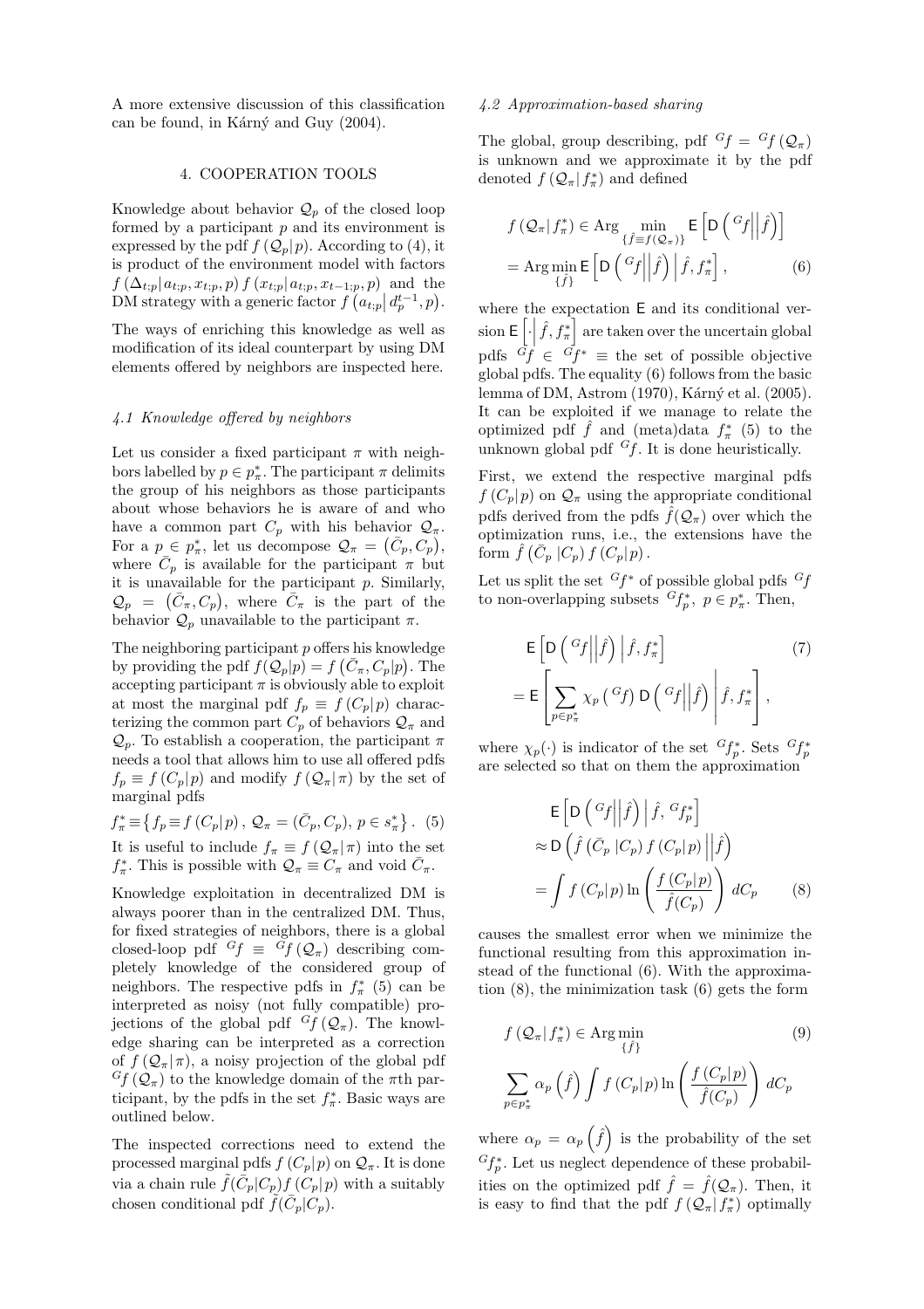A more extensive discussion of this classification can be found, in Kárný and Guy (2004).

## 4. COOPERATION TOOLS

Knowledge about behavior $\mathcal{Q}_p$ of the closed loop formed by a participant $p$ and its environment is expressed by the pdf $f(\mathcal{Q}_p|p)$. According to (4), it is product of the environment model with factors $f(\Delta_{t;p}|a_{t;p}, x_{t;p}, p)\, f(x_{t;p}|a_{t;p}, x_{t-1;p}, p)$ and the DM strategy with a generic factor $f\left(a_{t;p}\middle| d_p^{t-1}, p\right)$.

The ways of enriching this knowledge as well as modification of its ideal counterpart by using DM elements offered by neighbors are inspected here.

### 4.1 Knowledge offered by neighbors

Let us consider a fixed participant $\pi$ with neighbors labelled by $p \in p_\pi^*$. The participant $\pi$ delimits the group of his neighbors as those participants about whose behaviors he is aware of and who have a common part $C_p$ with his behavior $\mathcal{Q}_\pi$. For a $p \in p_\pi^*$, let us decompose $\mathcal{Q}_\pi = (\bar{C}_p, C_p)$, where $\bar{C}_p$ is available for the participant $\pi$ but it is unavailable for the participant $p$. Similarly, $\mathcal{Q}_p = (\bar{C}_\pi, C_p)$, where $\bar{C}_\pi$ is the part of the behavior $\mathcal{Q}_p$ unavailable to the participant $\pi$.

The neighboring participant $p$ offers his knowledge by providing the pdf $f(\mathcal{Q}_p|p) = f(\bar{C}_\pi, C_p|p)$. The accepting participant $\pi$ is obviously able to exploit at most the marginal pdf $f_p \equiv f(C_p|p)$ characterizing the common part $C_p$ of behaviors $\mathcal{Q}_\pi$ and $\mathcal{Q}_p$. To establish a cooperation, the participant $\pi$ needs a tool that allows him to use all offered pdfs $f_p \equiv f(C_p|p)$ and modify $f(\mathcal{Q}_\pi|\pi)$ by the set of marginal pdfs

$$f_\pi^* \equiv \left\{ f_p \equiv f(C_p|p),\ \mathcal{Q}_\pi = (\bar{C}_p, C_p),\ p \in s_\pi^* \right\}. \quad (5)$$

It is useful to include $f_\pi \equiv f(\mathcal{Q}_\pi|\pi)$ into the set $f_\pi^*$. This is possible with $\mathcal{Q}_\pi \equiv C_\pi$ and void $\bar{C}_\pi$.

Knowledge exploitation in decentralized DM is always poorer than in the centralized DM. Thus, for fixed strategies of neighbors, there is a global closed-loop pdf ${}^G\!f \equiv {}^G\!f(\mathcal{Q}_\pi)$ describing completely knowledge of the considered group of neighbors. The respective pdfs in $f_\pi^*$ (5) can be interpreted as noisy (not fully compatible) projections of the global pdf ${}^G\!f(\mathcal{Q}_\pi)$. The knowledge sharing can be interpreted as a correction of $f(\mathcal{Q}_\pi|\pi)$, a noisy projection of the global pdf ${}^G\!f(\mathcal{Q}_\pi)$ to the knowledge domain of the $\pi$th participant, by the pdfs in the set $f_\pi^*$. Basic ways are outlined below.

The inspected corrections need to extend the processed marginal pdfs $f(C_p|p)$ on $\mathcal{Q}_\pi$. It is done via a chain rule $\tilde{f}(\bar{C}_p|C_p)f(C_p|p)$ with a suitably chosen conditional pdf $\tilde{f}(\bar{C}_p|C_p)$.

### 4.2 Approximation-based sharing

The global, group describing, pdf ${}^G\!f = {}^G\!f(\mathcal{Q}_\pi)$ is unknown and we approximate it by the pdf denoted $f(\mathcal{Q}_\pi|f_\pi^*)$ and defined

$$\begin{aligned} f(\mathcal{Q}_\pi|f_\pi^*) &\in \text{Arg} \min_{\{\hat{f} \equiv f(\mathcal{Q}_\pi)\}} \mathsf{E}\left[\mathsf{D}\left({}^G\!f \middle|\middle| \hat{f}\right)\right] \\ &= \text{Arg} \min_{\{\hat{f}\}} \mathsf{E}\left[\mathsf{D}\left({}^G\!f \middle|\middle| \hat{f}\right) \middle| \hat{f}, f_\pi^*\right], \end{aligned} \quad (6)$$

where the expectation $\mathsf{E}$ and its conditional version $\mathsf{E}\left[\cdot\middle| \hat{f}, f_\pi^*\right]$ are taken over the uncertain global pdfs ${}^G\!f \in {}^G\!f^* \equiv$ the set of possible objective global pdfs. The equality (6) follows from the basic lemma of DM, Astrom (1970), Kárný et al. (2005). It can be exploited if we manage to relate the optimized pdf $\hat{f}$ and (meta)data $f_\pi^*$ (5) to the unknown global pdf ${}^G\!f$. It is done heuristically.

First, we extend the respective marginal pdfs $f(C_p|p)$ on $\mathcal{Q}_\pi$ using the appropriate conditional pdfs derived from the pdfs $\hat{f}(\mathcal{Q}_\pi)$ over which the optimization runs, i.e., the extensions have the form $\hat{f}(\bar{C}_p|C_p)\, f(C_p|p)$.

Let us split the set ${}^G\!f^*$ of possible global pdfs ${}^G\!f$ to non-overlapping subsets ${}^G\!f_p^*,\ p \in p_\pi^*$. Then,

$$\begin{aligned} &\mathsf{E}\left[\mathsf{D}\left({}^G\!f \middle|\middle| \hat{f}\right) \middle| \hat{f}, f_\pi^*\right] \\ &= \mathsf{E}\left[\sum_{p \in p_\pi^*} \chi_p\left({}^G\!f\right) \mathsf{D}\left({}^G\!f \middle|\middle| \hat{f}\right) \middle| \hat{f}, f_\pi^*\right], \end{aligned} \quad (7)$$

where $\chi_p(\cdot)$ is indicator of the set ${}^G\!f_p^*$. Sets ${}^G\!f_p^*$ are selected so that on them the approximation

$$\begin{aligned} &\mathsf{E}\left[\mathsf{D}\left({}^G\!f \middle|\middle| \hat{f}\right) \middle| \hat{f}, {}^G\!f_p^*\right] \\ &\approx \mathsf{D}\left(\hat{f}(\bar{C}_p|C_p)\, f(C_p|p) \middle|\middle| \hat{f}\right) \\ &= \int f(C_p|p) \ln\left(\frac{f(C_p|p)}{\hat{f}(C_p)}\right) dC_p \end{aligned} \quad (8)$$

causes the smallest error when we minimize the functional resulting from this approximation instead of the functional (6). With the approximation (8), the minimization task (6) gets the form

$$\begin{aligned} &f(\mathcal{Q}_\pi|f_\pi^*) \in \text{Arg} \min_{\{\hat{f}\}} \\ &\sum_{p \in p_\pi^*} \alpha_p\left(\hat{f}\right) \int f(C_p|p) \ln\left(\frac{f(C_p|p)}{\hat{f}(C_p)}\right) dC_p \end{aligned} \quad (9)$$

where $\alpha_p = \alpha_p\left(\hat{f}\right)$ is the probability of the set ${}^G\!f_p^*$. Let us neglect dependence of these probabilities on the optimized pdf $\hat{f} = \hat{f}(\mathcal{Q}_\pi)$. Then, it is easy to find that the pdf $f(\mathcal{Q}_\pi|f_\pi^*)$ optimally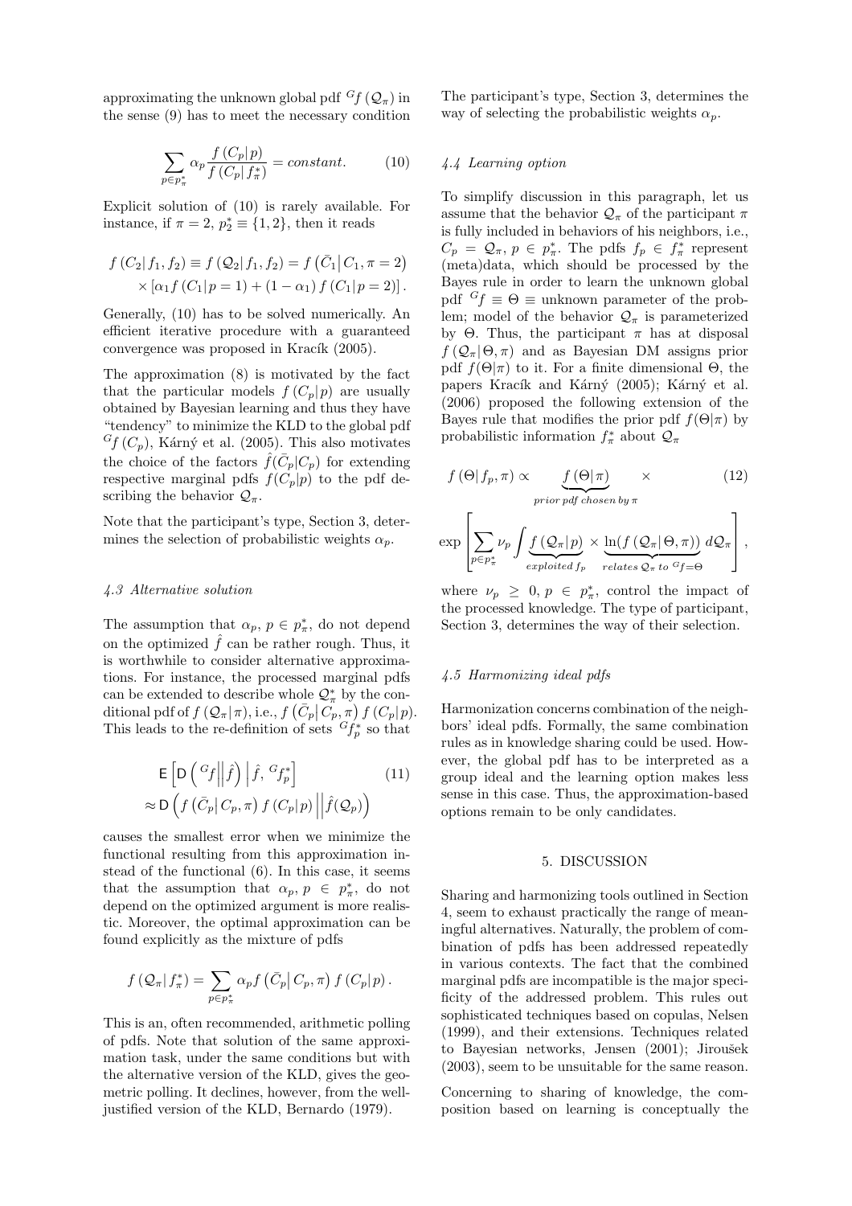approximating the unknown global pdf ${}^{G}f\left(\mathcal{Q}_{\pi}\right)$ in the sense (9) has to meet the necessary condition

$$\sum_{p\in p_{\pi}^{*}} \alpha_p \frac{f\left(C_p|p\right)}{f\left(C_p|f_{\pi}^{*}\right)} = constant. \tag{10}$$

Explicit solution of (10) is rarely available. For instance, if $\pi = 2$, $p_2^* \equiv \{1,2\}$, then it reads

$$f\left(C_2|f_1,f_2\right) \equiv f\left(\mathcal{Q}_2|f_1,f_2\right) = f\left(\bar{C}_1\middle|C_1,\pi=2\right) \times \left[\alpha_1 f\left(C_1|p=1\right) + \left(1-\alpha_1\right) f\left(C_1|p=2\right)\right].$$

Generally, (10) has to be solved numerically. An efficient iterative procedure with a guaranteed convergence was proposed in Kracík (2005).

The approximation (8) is motivated by the fact that the particular models $f\left(C_p|p\right)$ are usually obtained by Bayesian learning and thus they have "tendency" to minimize the KLD to the global pdf ${}^{G}f\left(C_p\right)$, Kárný et al. (2005). This also motivates the choice of the factors $\hat{f}(\bar{C}_p|C_p)$ for extending respective marginal pdfs $f(C_p|p)$ to the pdf describing the behavior $\mathcal{Q}_{\pi}$.

Note that the participant's type, Section 3, determines the selection of probabilistic weights $\alpha_p$.

*4.3 Alternative solution*

The assumption that $\alpha_p$, $p \in p_{\pi}^*$, do not depend on the optimized $\hat{f}$ can be rather rough. Thus, it is worthwhile to consider alternative approximations. For instance, the processed marginal pdfs can be extended to describe whole $\mathcal{Q}_{\pi}^*$ by the conditional pdf of $f\left(\mathcal{Q}_{\pi}|\pi\right)$, i.e., $f\left(\bar{C}_p\middle|C_p,\pi\right) f\left(C_p|p\right)$. This leads to the re-definition of sets ${}^{G}f_p^*$ so that

$$\begin{aligned}&\mathsf{E}\left[\mathsf{D}\left({}^{G}f\middle|\middle|\hat{f}\right)\middle|\hat{f},\,{}^{G}f_p^*\right] \\ &\approx \mathsf{D}\left(f\left(\bar{C}_p\middle|C_p,\pi\right)f\left(C_p|p\right)\middle|\middle|\hat{f}(\mathcal{Q}_p)\right)\end{aligned} \tag{11}$$

causes the smallest error when we minimize the functional resulting from this approximation instead of the functional (6). In this case, it seems that the assumption that $\alpha_p$, $p \in p_{\pi}^*$, do not depend on the optimized argument is more realistic. Moreover, the optimal approximation can be found explicitly as the mixture of pdfs

$$f\left(\mathcal{Q}_{\pi}\middle|f_{\pi}^*\right) = \sum_{p\in p_{\pi}^*} \alpha_p f\left(\bar{C}_p\middle|C_p,\pi\right) f\left(C_p|p\right).$$

This is an, often recommended, arithmetic polling of pdfs. Note that solution of the same approximation task, under the same conditions but with the alternative version of the KLD, gives the geometric polling. It declines, however, from the well-justified version of the KLD, Bernardo (1979).

The participant's type, Section 3, determines the way of selecting the probabilistic weights $\alpha_p$.

*4.4 Learning option*

To simplify discussion in this paragraph, let us assume that the behavior $\mathcal{Q}_{\pi}$ of the participant $\pi$ is fully included in behaviors of his neighbors, i.e., $C_p = \mathcal{Q}_{\pi}$, $p \in p_{\pi}^*$. The pdfs $f_p \in f_{\pi}^*$ represent (meta)data, which should be processed by the Bayes rule in order to learn the unknown global pdf ${}^{G}f \equiv \Theta \equiv$ unknown parameter of the problem; model of the behavior $\mathcal{Q}_{\pi}$ is parameterized by $\Theta$. Thus, the participant $\pi$ has at disposal $f\left(\mathcal{Q}_{\pi}|\Theta,\pi\right)$ and as Bayesian DM assigns prior pdf $f(\Theta|\pi)$ to it. For a finite dimensional $\Theta$, the papers Kracík and Kárný (2005); Kárný et al. (2006) proposed the following extension of the Bayes rule that modifies the prior pdf $f(\Theta|\pi)$ by probabilistic information $f_{\pi}^*$ about $\mathcal{Q}_{\pi}$

$$f\left(\Theta|f_p,\pi\right) \propto \underbrace{f\left(\Theta|\pi\right)}_{prior\ pdf\ chosen\ by\ \pi} \times \tag{12}$$

$$\exp\left[\sum_{p\in p_{\pi}^*}\nu_p \int \underbrace{f\left(\mathcal{Q}_{\pi}|p\right)}_{exploited\ f_p} \times \underbrace{\ln(f\left(\mathcal{Q}_{\pi}|\Theta,\pi\right))}_{relates\ \mathcal{Q}_{\pi}\ to\ {}^{G}f=\Theta}\, d\mathcal{Q}_{\pi}\right],$$

where $\nu_p \geq 0$, $p \in p_{\pi}^*$, control the impact of the processed knowledge. The type of participant, Section 3, determines the way of their selection.

*4.5 Harmonizing ideal pdfs*

Harmonization concerns combination of the neighbors' ideal pdfs. Formally, the same combination rules as in knowledge sharing could be used. However, the global pdf has to be interpreted as a group ideal and the learning option makes less sense in this case. Thus, the approximation-based options remain to be only candidates.

## 5. DISCUSSION

Sharing and harmonizing tools outlined in Section 4, seem to exhaust practically the range of meaningful alternatives. Naturally, the problem of combination of pdfs has been addressed repeatedly in various contexts. The fact that the combined marginal pdfs are incompatible is the major specificity of the addressed problem. This rules out sophisticated techniques based on copulas, Nelsen (1999), and their extensions. Techniques related to Bayesian networks, Jensen (2001); Jiroušek (2003), seem to be unsuitable for the same reason.

Concerning to sharing of knowledge, the composition based on learning is conceptually the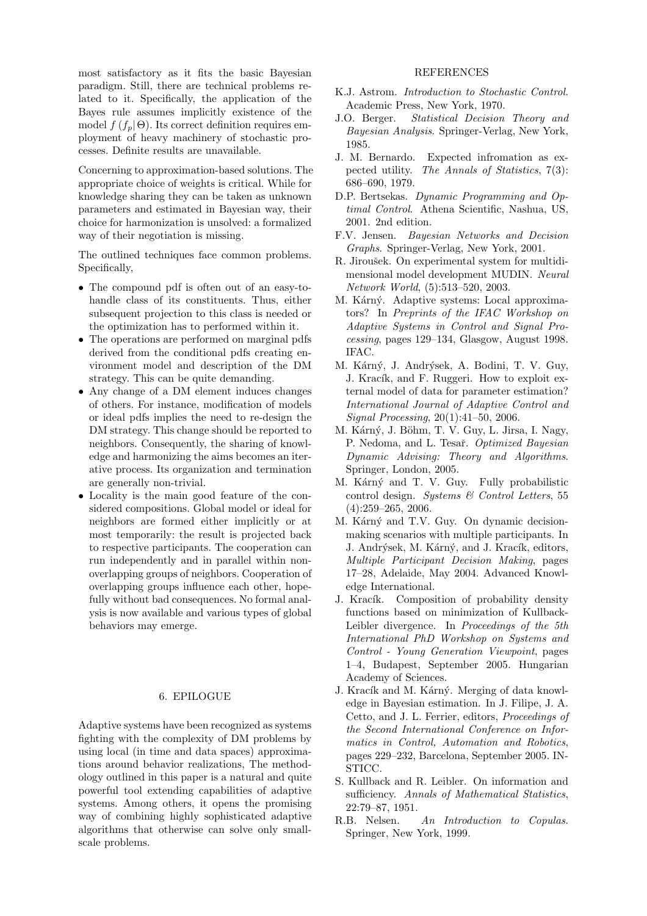most satisfactory as it fits the basic Bayesian paradigm. Still, there are technical problems related to it. Specifically, the application of the Bayes rule assumes implicitly existence of the model $f(f_p|\Theta)$. Its correct definition requires employment of heavy machinery of stochastic processes. Definite results are unavailable.

Concerning to approximation-based solutions. The appropriate choice of weights is critical. While for knowledge sharing they can be taken as unknown parameters and estimated in Bayesian way, their choice for harmonization is unsolved: a formalized way of their negotiation is missing.

The outlined techniques face common problems. Specifically,

- The compound pdf is often out of an easy-to-handle class of its constituents. Thus, either subsequent projection to this class is needed or the optimization has to performed within it.
- The operations are performed on marginal pdfs derived from the conditional pdfs creating environment model and description of the DM strategy. This can be quite demanding.
- Any change of a DM element induces changes of others. For instance, modification of models or ideal pdfs implies the need to re-design the DM strategy. This change should be reported to neighbors. Consequently, the sharing of knowledge and harmonizing the aims becomes an iterative process. Its organization and termination are generally non-trivial.
- Locality is the main good feature of the considered compositions. Global model or ideal for neighbors are formed either implicitly or at most temporarily: the result is projected back to respective participants. The cooperation can run independently and in parallel within non-overlapping groups of neighbors. Cooperation of overlapping groups influence each other, hopefully without bad consequences. No formal analysis is now available and various types of global behaviors may emerge.

## 6. EPILOGUE

Adaptive systems have been recognized as systems fighting with the complexity of DM problems by using local (in time and data spaces) approximations around behavior realizations, The methodology outlined in this paper is a natural and quite powerful tool extending capabilities of adaptive systems. Among others, it opens the promising way of combining highly sophisticated adaptive algorithms that otherwise can solve only small-scale problems.

## REFERENCES

K.J. Astrom. *Introduction to Stochastic Control*. Academic Press, New York, 1970.

J.O. Berger. *Statistical Decision Theory and Bayesian Analysis*. Springer-Verlag, New York, 1985.

J. M. Bernardo. Expected infromation as expected utility. *The Annals of Statistics*, 7(3): 686–690, 1979.

D.P. Bertsekas. *Dynamic Programming and Optimal Control*. Athena Scientific, Nashua, US, 2001. 2nd edition.

F.V. Jensen. *Bayesian Networks and Decision Graphs*. Springer-Verlag, New York, 2001.

R. Jiroušek. On experimental system for multidimensional model development MUDIN. *Neural Network World*, (5):513–520, 2003.

M. Kárný. Adaptive systems: Local approximators? In *Preprints of the IFAC Workshop on Adaptive Systems in Control and Signal Processing*, pages 129–134, Glasgow, August 1998. IFAC.

M. Kárný, J. Andrýsek, A. Bodini, T. V. Guy, J. Kracík, and F. Ruggeri. How to exploit external model of data for parameter estimation? *International Journal of Adaptive Control and Signal Processing*, 20(1):41–50, 2006.

M. Kárný, J. Böhm, T. V. Guy, L. Jirsa, I. Nagy, P. Nedoma, and L. Tesař. *Optimized Bayesian Dynamic Advising: Theory and Algorithms*. Springer, London, 2005.

M. Kárný and T. V. Guy. Fully probabilistic control design. *Systems & Control Letters*, 55 (4):259–265, 2006.

M. Kárný and T.V. Guy. On dynamic decision-making scenarios with multiple participants. In J. Andrýsek, M. Kárný, and J. Kracík, editors, *Multiple Participant Decision Making*, pages 17–28, Adelaide, May 2004. Advanced Knowledge International.

J. Kracík. Composition of probability density functions based on minimization of Kullback-Leibler divergence. In *Proceedings of the 5th International PhD Workshop on Systems and Control - Young Generation Viewpoint*, pages 1–4, Budapest, September 2005. Hungarian Academy of Sciences.

J. Kracík and M. Kárný. Merging of data knowledge in Bayesian estimation. In J. Filipe, J. A. Cetto, and J. L. Ferrier, editors, *Proceedings of the Second International Conference on Informatics in Control, Automation and Robotics*, pages 229–232, Barcelona, September 2005. INSTICC.

S. Kullback and R. Leibler. On information and sufficiency. *Annals of Mathematical Statistics*, 22:79–87, 1951.

R.B. Nelsen. *An Introduction to Copulas*. Springer, New York, 1999.